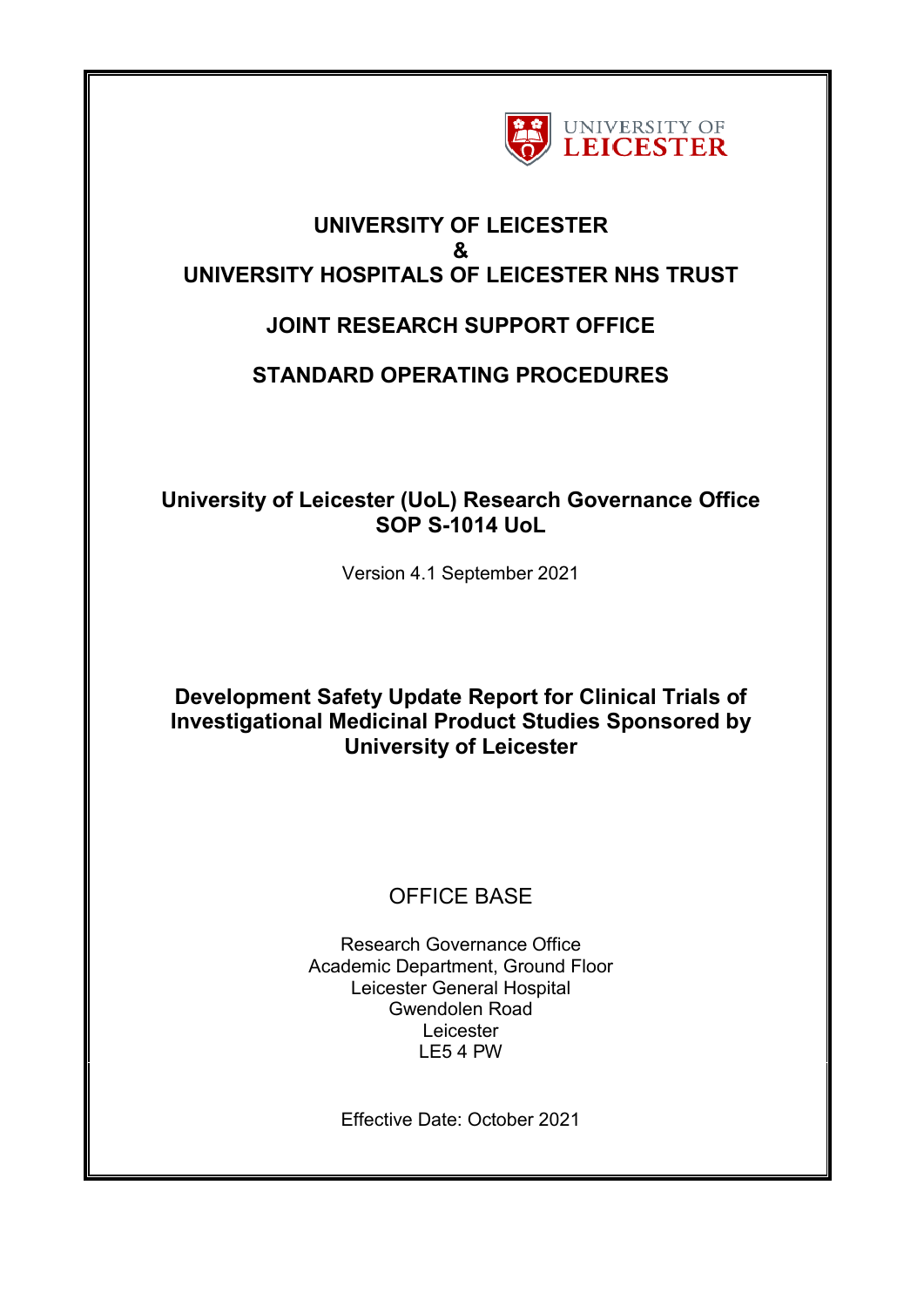UNIVERSITY OF LEICESTER

# UNIVERSITY OF LEICESTER
# &
# UNIVERSITY HOSPITALS OF LEICESTER NHS TRUST

## JOINT RESEARCH SUPPORT OFFICE

## STANDARD OPERATING PROCEDURES

**University of Leicester (UoL) Research Governance Office**
**SOP S-1014 UoL**

Version 4.1 September 2021

**Development Safety Update Report for Clinical Trials of Investigational Medicinal Product Studies Sponsored by University of Leicester**

OFFICE BASE

Research Governance Office
Academic Department, Ground Floor
Leicester General Hospital
Gwendolen Road
Leicester
LE5 4 PW

Effective Date: October 2021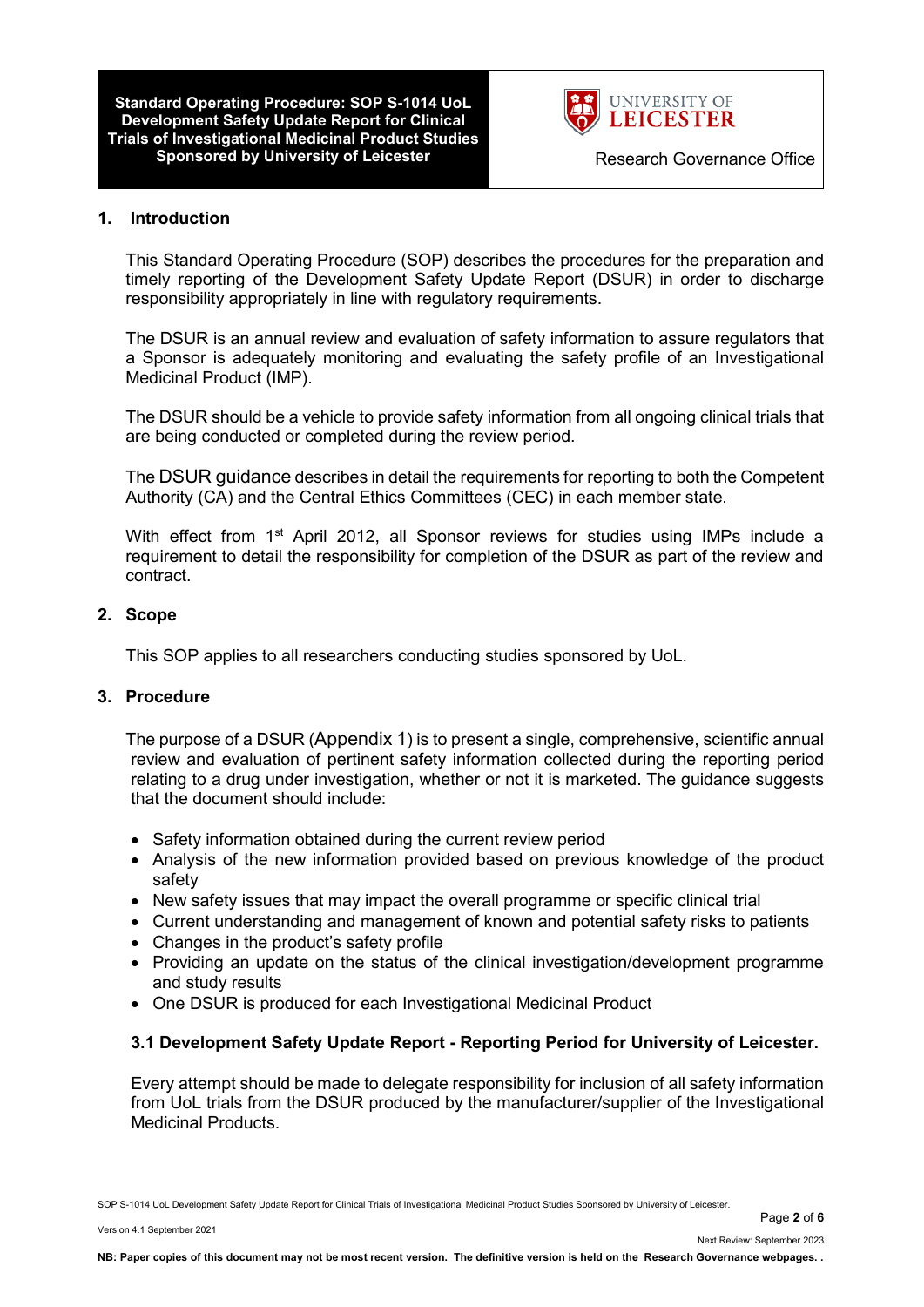## 1. Introduction

This Standard Operating Procedure (SOP) describes the procedures for the preparation and timely reporting of the Development Safety Update Report (DSUR) in order to discharge responsibility appropriately in line with regulatory requirements.

The DSUR is an annual review and evaluation of safety information to assure regulators that a Sponsor is adequately monitoring and evaluating the safety profile of an Investigational Medicinal Product (IMP).

The DSUR should be a vehicle to provide safety information from all ongoing clinical trials that are being conducted or completed during the review period.

The DSUR guidance describes in detail the requirements for reporting to both the Competent Authority (CA) and the Central Ethics Committees (CEC) in each member state.

With effect from 1st April 2012, all Sponsor reviews for studies using IMPs include a requirement to detail the responsibility for completion of the DSUR as part of the review and contract.

## 2. Scope

This SOP applies to all researchers conducting studies sponsored by UoL.

## 3. Procedure

The purpose of a DSUR (Appendix 1) is to present a single, comprehensive, scientific annual review and evaluation of pertinent safety information collected during the reporting period relating to a drug under investigation, whether or not it is marketed. The guidance suggests that the document should include:

- Safety information obtained during the current review period
- Analysis of the new information provided based on previous knowledge of the product safety
- New safety issues that may impact the overall programme or specific clinical trial
- Current understanding and management of known and potential safety risks to patients
- Changes in the product's safety profile
- Providing an update on the status of the clinical investigation/development programme and study results
- One DSUR is produced for each Investigational Medicinal Product

### 3.1 Development Safety Update Report - Reporting Period for University of Leicester.

Every attempt should be made to delegate responsibility for inclusion of all safety information from UoL trials from the DSUR produced by the manufacturer/supplier of the Investigational Medicinal Products.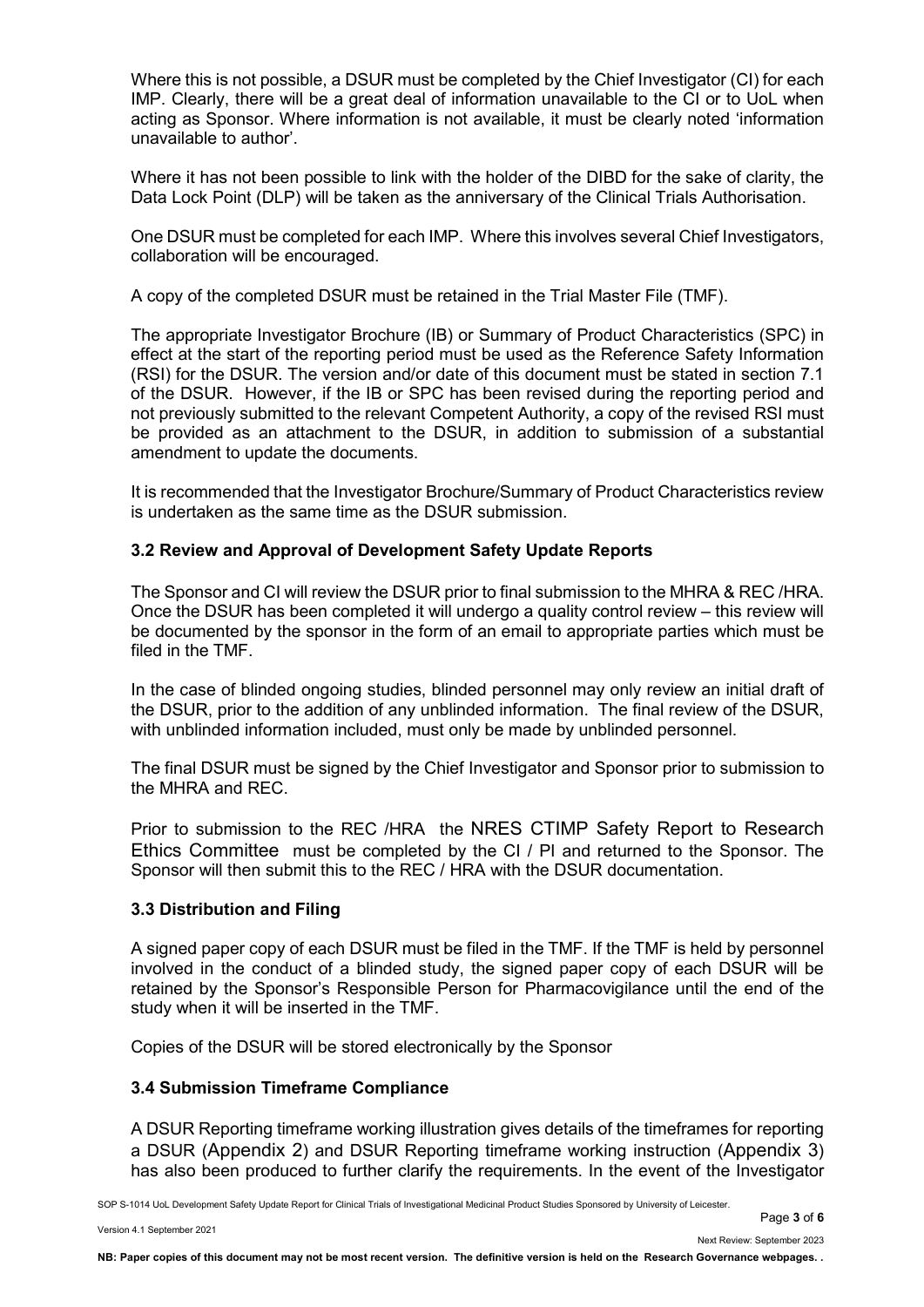Where this is not possible, a DSUR must be completed by the Chief Investigator (CI) for each IMP. Clearly, there will be a great deal of information unavailable to the CI or to UoL when acting as Sponsor. Where information is not available, it must be clearly noted 'information unavailable to author'.

Where it has not been possible to link with the holder of the DIBD for the sake of clarity, the Data Lock Point (DLP) will be taken as the anniversary of the Clinical Trials Authorisation.

One DSUR must be completed for each IMP. Where this involves several Chief Investigators, collaboration will be encouraged.

A copy of the completed DSUR must be retained in the Trial Master File (TMF).

The appropriate Investigator Brochure (IB) or Summary of Product Characteristics (SPC) in effect at the start of the reporting period must be used as the Reference Safety Information (RSI) for the DSUR. The version and/or date of this document must be stated in section 7.1 of the DSUR. However, if the IB or SPC has been revised during the reporting period and not previously submitted to the relevant Competent Authority, a copy of the revised RSI must be provided as an attachment to the DSUR, in addition to submission of a substantial amendment to update the documents.

It is recommended that the Investigator Brochure/Summary of Product Characteristics review is undertaken as the same time as the DSUR submission.

### 3.2 Review and Approval of Development Safety Update Reports

The Sponsor and CI will review the DSUR prior to final submission to the MHRA & REC /HRA. Once the DSUR has been completed it will undergo a quality control review – this review will be documented by the sponsor in the form of an email to appropriate parties which must be filed in the TMF.

In the case of blinded ongoing studies, blinded personnel may only review an initial draft of the DSUR, prior to the addition of any unblinded information. The final review of the DSUR, with unblinded information included, must only be made by unblinded personnel.

The final DSUR must be signed by the Chief Investigator and Sponsor prior to submission to the MHRA and REC.

Prior to submission to the REC /HRA the NRES CTIMP Safety Report to Research Ethics Committee must be completed by the CI / PI and returned to the Sponsor. The Sponsor will then submit this to the REC / HRA with the DSUR documentation.

### 3.3 Distribution and Filing

A signed paper copy of each DSUR must be filed in the TMF. If the TMF is held by personnel involved in the conduct of a blinded study, the signed paper copy of each DSUR will be retained by the Sponsor's Responsible Person for Pharmacovigilance until the end of the study when it will be inserted in the TMF.

Copies of the DSUR will be stored electronically by the Sponsor

### 3.4 Submission Timeframe Compliance

A DSUR Reporting timeframe working illustration gives details of the timeframes for reporting a DSUR (Appendix 2) and DSUR Reporting timeframe working instruction (Appendix 3) has also been produced to further clarify the requirements. In the event of the Investigator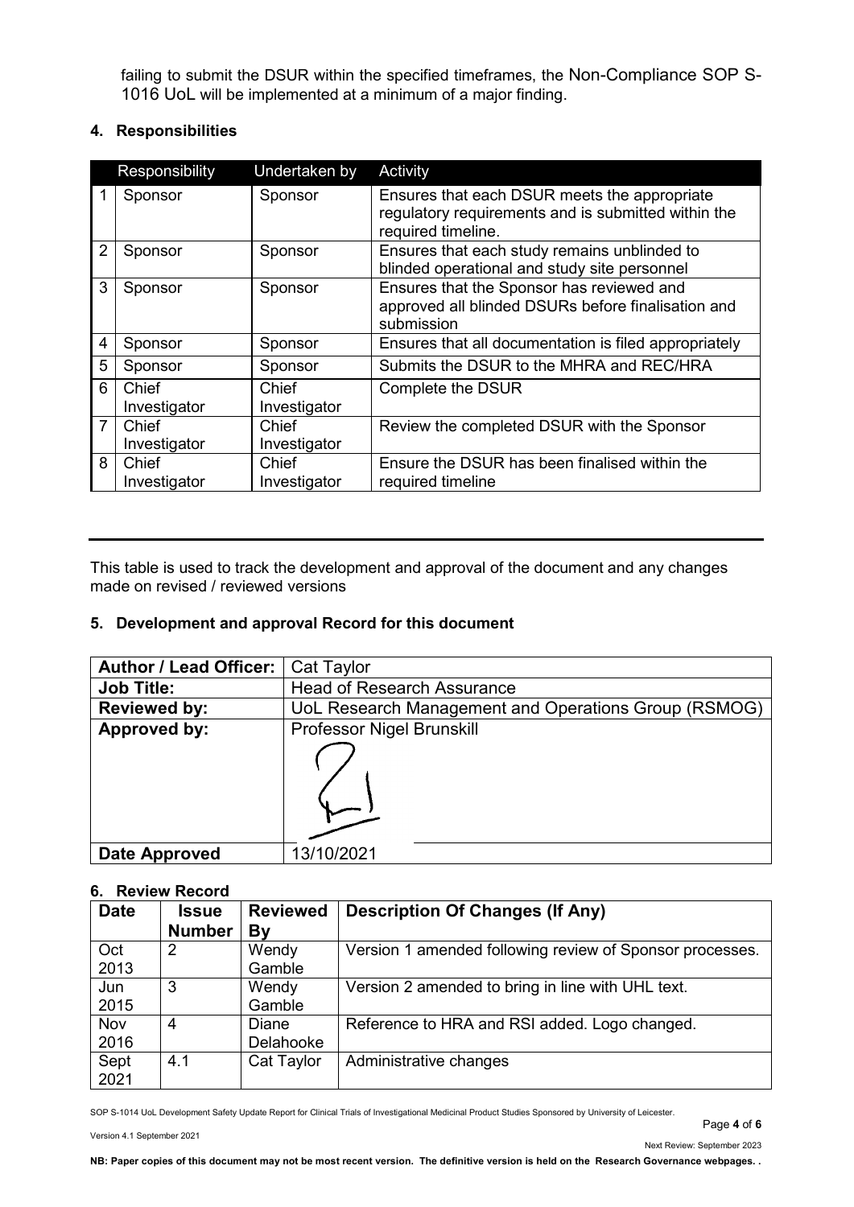failing to submit the DSUR within the specified timeframes, the Non-Compliance SOP S-1016 UoL will be implemented at a minimum of a major finding.

## 4. Responsibilities

| | Responsibility | Undertaken by | Activity |
|---|---|---|---|
| 1 | Sponsor | Sponsor | Ensures that each DSUR meets the appropriate regulatory requirements and is submitted within the required timeline. |
| 2 | Sponsor | Sponsor | Ensures that each study remains unblinded to blinded operational and study site personnel |
| 3 | Sponsor | Sponsor | Ensures that the Sponsor has reviewed and approved all blinded DSURs before finalisation and submission |
| 4 | Sponsor | Sponsor | Ensures that all documentation is filed appropriately |
| 5 | Sponsor | Sponsor | Submits the DSUR to the MHRA and REC/HRA |
| 6 | Chief Investigator | Chief Investigator | Complete the DSUR |
| 7 | Chief Investigator | Chief Investigator | Review the completed DSUR with the Sponsor |
| 8 | Chief Investigator | Chief Investigator | Ensure the DSUR has been finalised within the required timeline |

---

This table is used to track the development and approval of the document and any changes made on revised / reviewed versions

## 5. Development and approval Record for this document

| | |
|---|---|
| **Author / Lead Officer:** | Cat Taylor |
| **Job Title:** | Head of Research Assurance |
| **Reviewed by:** | UoL Research Management and Operations Group (RSMOG) |
| **Approved by:** | Professor Nigel Brunskill |
| **Date Approved** | 13/10/2021 |

## 6. Review Record

| Date | Issue Number | Reviewed By | Description Of Changes (If Any) |
|---|---|---|---|
| Oct 2013 | 2 | Wendy Gamble | Version 1 amended following review of Sponsor processes. |
| Jun 2015 | 3 | Wendy Gamble | Version 2 amended to bring in line with UHL text. |
| Nov 2016 | 4 | Diane Delahooke | Reference to HRA and RSI added. Logo changed. |
| Sept 2021 | 4.1 | Cat Taylor | Administrative changes |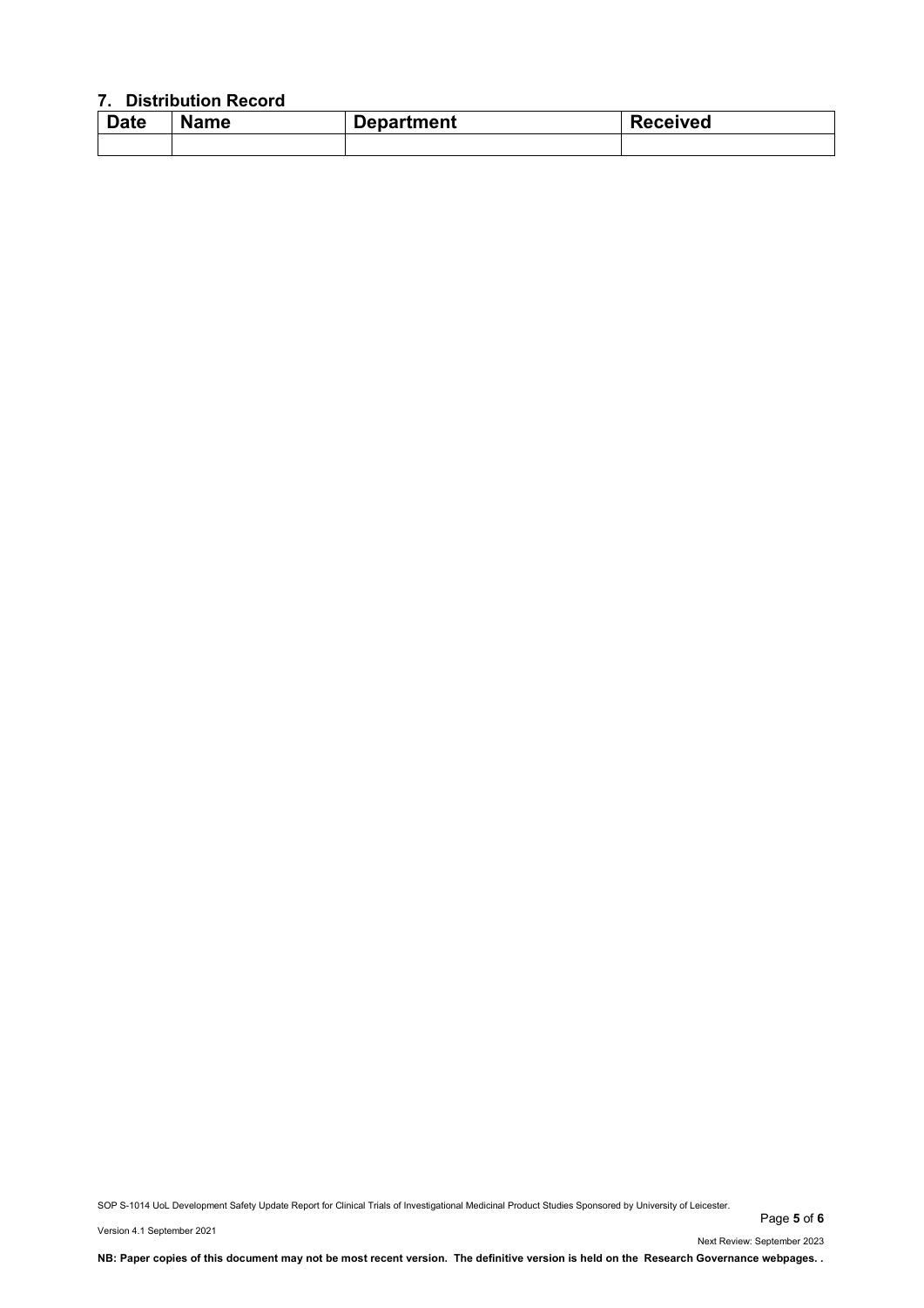## 7. Distribution Record

| Date | Name | Department | Received |
|---|---|---|---|
| | | | |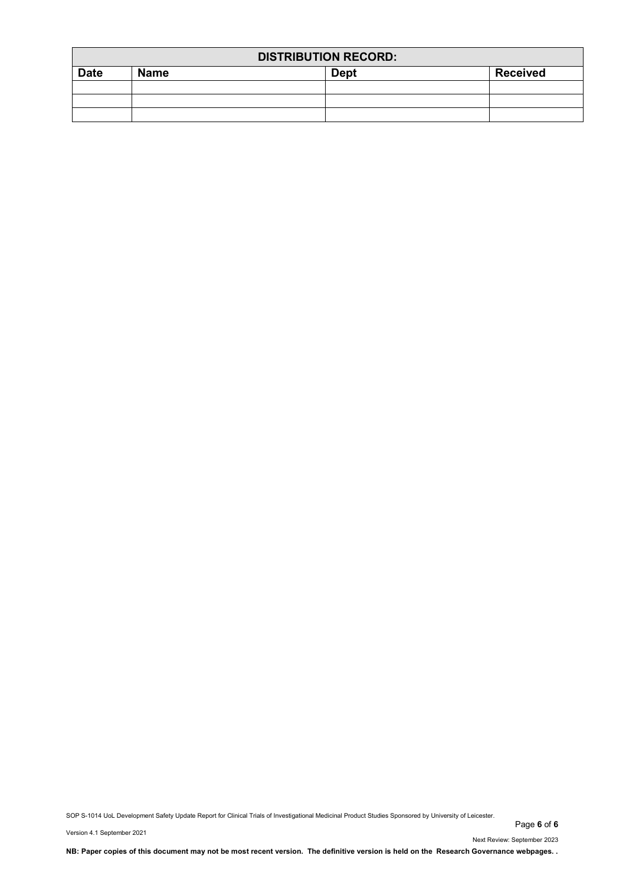| DISTRIBUTION RECORD: | | | |
|---|---|---|---|
| **Date** | **Name** | **Dept** | **Received** |
| | | | |
| | | | |
| | | | |